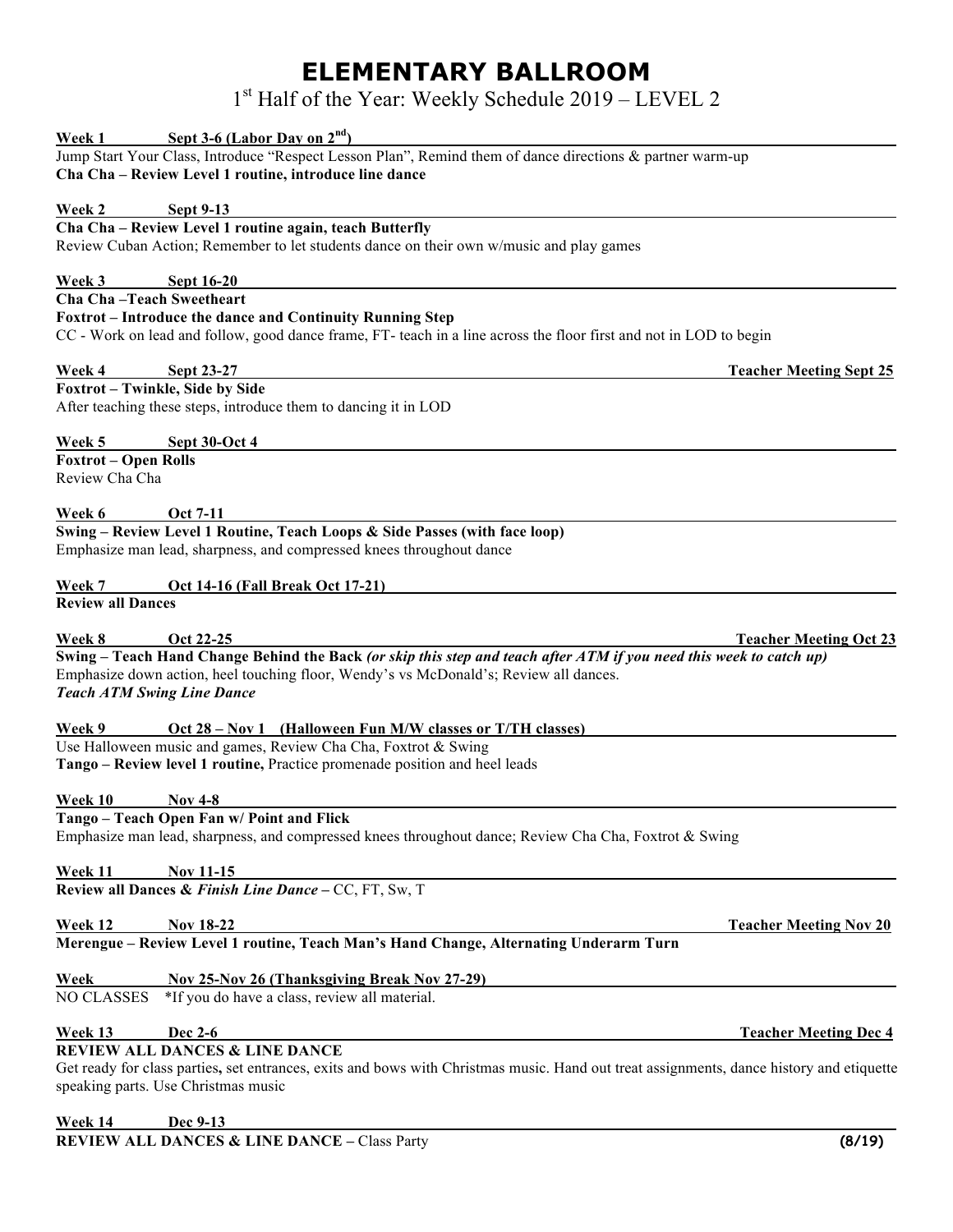# ELEMENTARY BALLROOM

## 1st Half of the Year: Weekly Schedule 2019 – LEVEL 2

**Week 1 Sept 3-6 (Labor Day on 2nd)**

Jump Start Your Class, Introduce "Respect Lesson Plan", Remind them of dance directions & partner warm-up
**Cha Cha – Review Level 1 routine, introduce line dance**

**Week 2 Sept 9-13**

**Cha Cha – Review Level 1 routine again, teach Butterfly**
Review Cuban Action; Remember to let students dance on their own w/music and play games

**Week 3 Sept 16-20**

**Cha Cha –Teach Sweetheart**
**Foxtrot – Introduce the dance and Continuity Running Step**
CC - Work on lead and follow, good dance frame, FT- teach in a line across the floor first and not in LOD to begin

**Week 4 Sept 23-27** — **Teacher Meeting Sept 25**

**Foxtrot – Twinkle, Side by Side**
After teaching these steps, introduce them to dancing it in LOD

**Week 5 Sept 30-Oct 4**

**Foxtrot – Open Rolls**
Review Cha Cha

**Week 6 Oct 7-11**

**Swing – Review Level 1 Routine, Teach Loops & Side Passes (with face loop)**
Emphasize man lead, sharpness, and compressed knees throughout dance

**Week 7 Oct 14-16 (Fall Break Oct 17-21)**

**Review all Dances**

**Week 8 Oct 22-25** — **Teacher Meeting Oct 23**

**Swing – Teach Hand Change Behind the Back** ***(or skip this step and teach after ATM if you need this week to catch up)***
Emphasize down action, heel touching floor, Wendy's vs McDonald's; Review all dances.
***Teach ATM Swing Line Dance***

**Week 9 Oct 28 – Nov 1 (Halloween Fun M/W classes or T/TH classes)**

Use Halloween music and games, Review Cha Cha, Foxtrot & Swing
**Tango – Review level 1 routine,** Practice promenade position and heel leads

**Week 10 Nov 4-8**

**Tango – Teach Open Fan w/ Point and Flick**
Emphasize man lead, sharpness, and compressed knees throughout dance; Review Cha Cha, Foxtrot & Swing

**Week 11 Nov 11-15**

**Review all Dances &** ***Finish Line Dance*** **–** CC, FT, Sw, T

**Week 12 Nov 18-22** — **Teacher Meeting Nov 20**

**Merengue – Review Level 1 routine, Teach Man's Hand Change, Alternating Underarm Turn**

**Week Nov 25-Nov 26 (Thanksgiving Break Nov 27-29)**

NO CLASSES *If you do have a class, review all material.

**Week 13 Dec 2-6** — **Teacher Meeting Dec 4**

**REVIEW ALL DANCES & LINE DANCE**
Get ready for class parties**,** set entrances, exits and bows with Christmas music. Hand out treat assignments, dance history and etiquette speaking parts. Use Christmas music

**Week 14 Dec 9-13**

**REVIEW ALL DANCES & LINE DANCE –** Class Party

**(8/19)**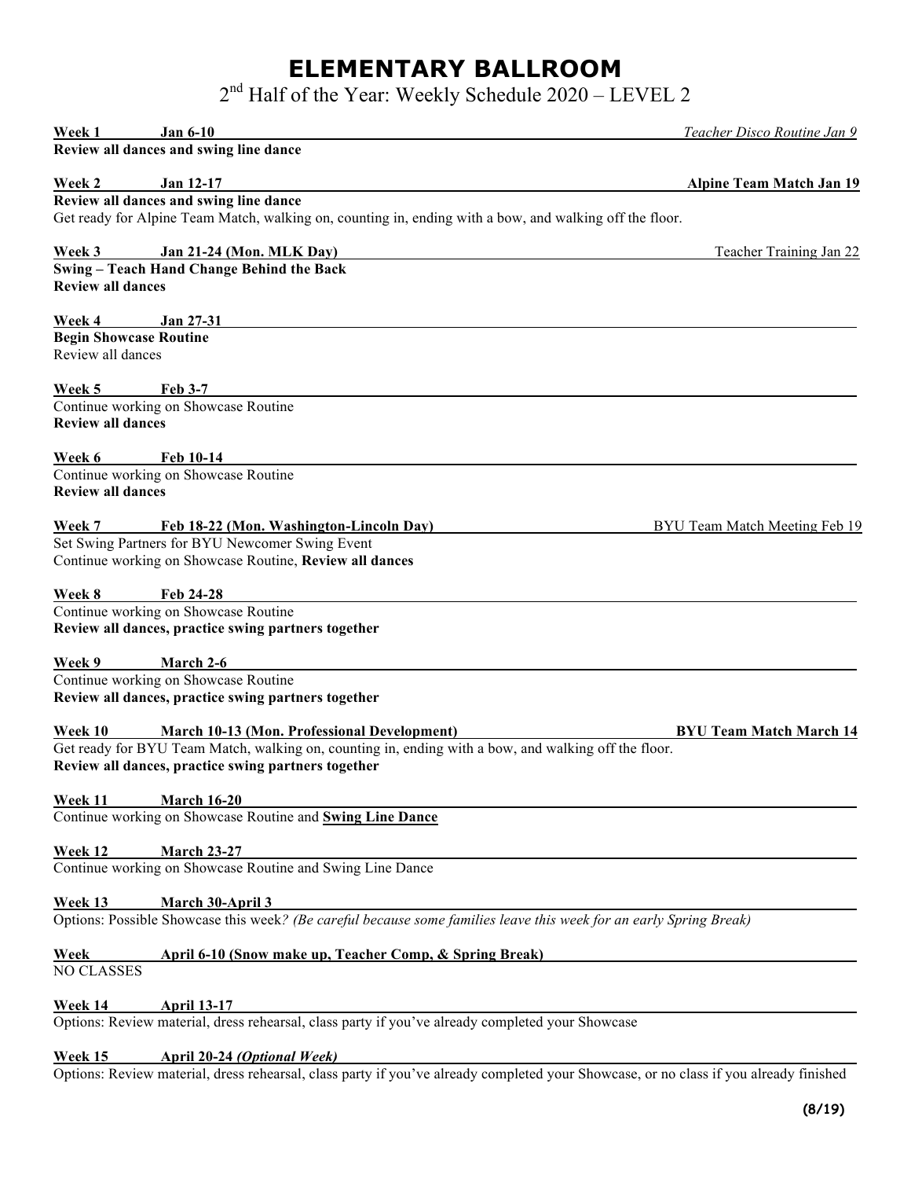# ELEMENTARY BALLROOM

## 2nd Half of the Year: Weekly Schedule 2020 – LEVEL 2

**Week 1 Jan 6-10** *Teacher Disco Routine Jan 9*

**Review all dances and swing line dance**

**Week 2 Jan 12-17** **Alpine Team Match Jan 19**

**Review all dances and swing line dance**

Get ready for Alpine Team Match, walking on, counting in, ending with a bow, and walking off the floor.

**Week 3 Jan 21-24 (Mon. MLK Day)** Teacher Training Jan 22

**Swing – Teach Hand Change Behind the Back**

**Review all dances**

**Week 4 Jan 27-31**

**Begin Showcase Routine**

Review all dances

**Week 5 Feb 3-7**

Continue working on Showcase Routine

**Review all dances**

**Week 6 Feb 10-14**

Continue working on Showcase Routine

**Review all dances**

**Week 7 Feb 18-22 (Mon. Washington-Lincoln Day)** BYU Team Match Meeting Feb 19

Set Swing Partners for BYU Newcomer Swing Event

Continue working on Showcase Routine, **Review all dances**

**Week 8 Feb 24-28**

Continue working on Showcase Routine

**Review all dances, practice swing partners together**

**Week 9 March 2-6**

Continue working on Showcase Routine

**Review all dances, practice swing partners together**

**Week 10 March 10-13 (Mon. Professional Development)** **BYU Team Match March 14**

Get ready for BYU Team Match, walking on, counting in, ending with a bow, and walking off the floor.

**Review all dances, practice swing partners together**

**Week 11 March 16-20**

Continue working on Showcase Routine and **Swing Line Dance**

**Week 12 March 23-27**

Continue working on Showcase Routine and Swing Line Dance

**Week 13 March 30-April 3**

Options: Possible Showcase this week*? (Be careful because some families leave this week for an early Spring Break)*

**Week April 6-10 (Snow make up, Teacher Comp, & Spring Break)**

NO CLASSES

**Week 14 April 13-17**

Options: Review material, dress rehearsal, class party if you've already completed your Showcase

**Week 15 April 20-24 *(Optional Week)***

Options: Review material, dress rehearsal, class party if you've already completed your Showcase, or no class if you already finished

**(8/19)**